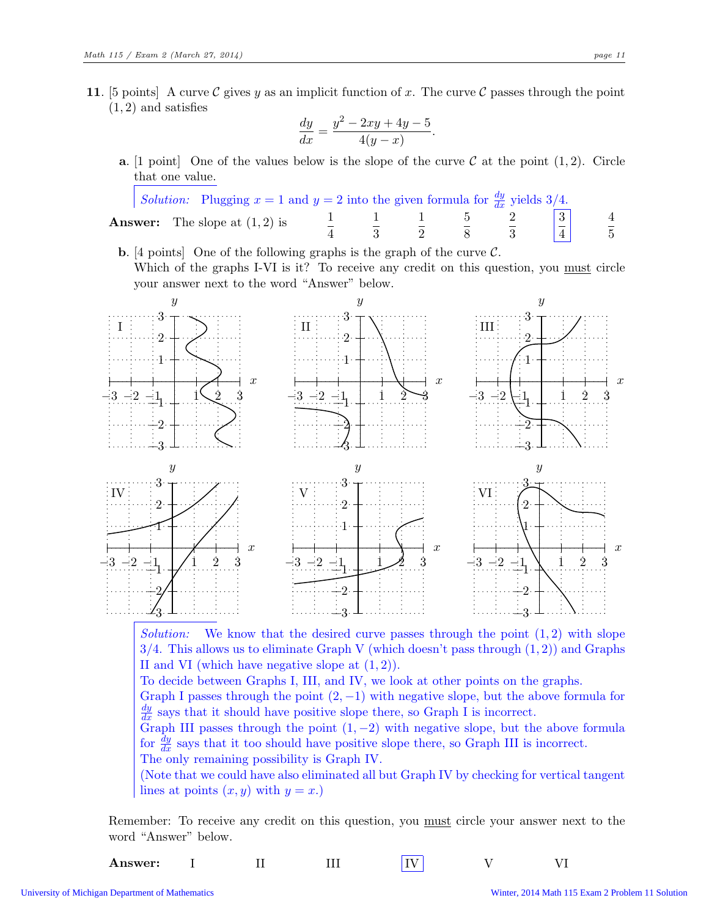**11**. [5 points] A curve $\mathcal{C}$ gives $y$ as an implicit function of $x$. The curve $\mathcal{C}$ passes through the point $(1, 2)$ and satisfies

$$\frac{dy}{dx} = \frac{y^2 - 2xy + 4y - 5}{4(y - x)}.$$

**a**. [1 point] One of the values below is the slope of the curve $\mathcal{C}$ at the point $(1, 2)$. Circle that one value.

*Solution:* Plugging $x = 1$ and $y = 2$ into the given formula for $\frac{dy}{dx}$ yields $3/4$.

**Answer:** The slope at $(1, 2)$ is $\frac{1}{4}$ $\frac{1}{3}$ $\frac{1}{2}$ $\frac{5}{8}$ $\frac{2}{3}$ $\boxed{\frac{3}{4}}$ $\frac{4}{5}$

**b**. [4 points] One of the following graphs is the graph of the curve $\mathcal{C}$. Which of the graphs I-VI is it? To receive any credit on this question, you must circle your answer next to the word "Answer" below.

*Solution:* We know that the desired curve passes through the point $(1, 2)$ with slope $3/4$. This allows us to eliminate Graph V (which doesn't pass through $(1, 2)$) and Graphs II and VI (which have negative slope at $(1, 2)$).

To decide between Graphs I, III, and IV, we look at other points on the graphs.

Graph I passes through the point $(2, -1)$ with negative slope, but the above formula for $\frac{dy}{dx}$ says that it should have positive slope there, so Graph I is incorrect.

Graph III passes through the point $(1, -2)$ with negative slope, but the above formula for $\frac{dy}{dx}$ says that it too should have positive slope there, so Graph III is incorrect.

The only remaining possibility is Graph IV.

(Note that we could have also eliminated all but Graph IV by checking for vertical tangent lines at points $(x, y)$ with $y = x$.)

Remember: To receive any credit on this question, you must circle your answer next to the word "Answer" below.

**Answer:** I II III $\boxed{\text{IV}}$ V VI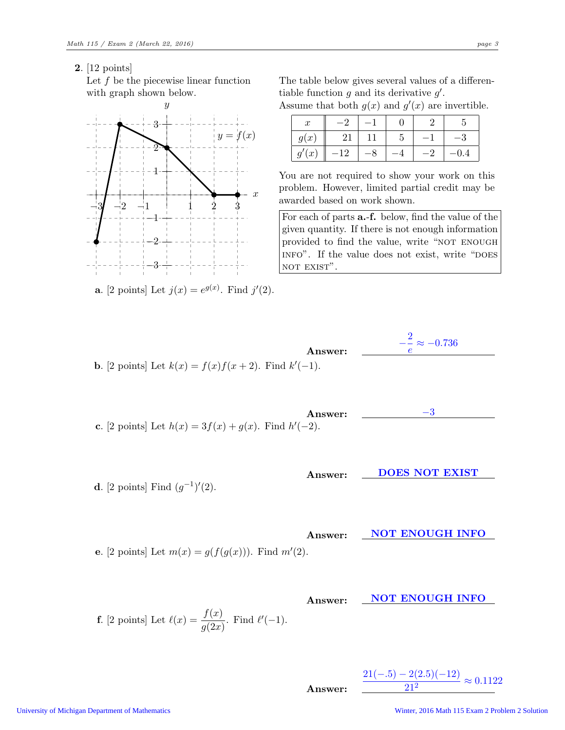**2**. [12 points]

Let $f$ be the piecewise linear function with graph shown below.

The table below gives several values of a differentiable function $g$ and its derivative $g'$.
Assume that both $g(x)$ and $g'(x)$ are invertible.

| $x$ | $-2$ | $-1$ | $0$ | $2$ | $5$ |
|---|---|---|---|---|---|
| $g(x)$ | 21 | 11 | 5 | $-1$ | $-3$ |
| $g'(x)$ | $-12$ | $-8$ | $-4$ | $-2$ | $-0.4$ |

You are not required to show your work on this problem. However, limited partial credit may be awarded based on work shown.

For each of parts **a.-f.** below, find the value of the given quantity. If there is not enough information provided to find the value, write "NOT ENOUGH INFO". If the value does not exist, write "DOES NOT EXIST".

**a**. [2 points] Let $j(x) = e^{g(x)}$. Find $j'(2)$.

**Answer:** $-\frac{2}{e} \approx -0.736$

**b**. [2 points] Let $k(x) = f(x)f(x+2)$. Find $k'(-1)$.

**Answer:** $-3$

**c**. [2 points] Let $h(x) = 3f(x) + g(x)$. Find $h'(-2)$.

**Answer:** **DOES NOT EXIST**

**d**. [2 points] Find $(g^{-1})'(2)$.

**Answer:** **NOT ENOUGH INFO**

**e**. [2 points] Let $m(x) = g(f(g(x)))$. Find $m'(2)$.

**Answer:** **NOT ENOUGH INFO**

**f**. [2 points] Let $\ell(x) = \dfrac{f(x)}{g(2x)}$. Find $\ell'(-1)$.

**Answer:** $\dfrac{21(-.5) - 2(2.5)(-12)}{21^2} \approx 0.1122$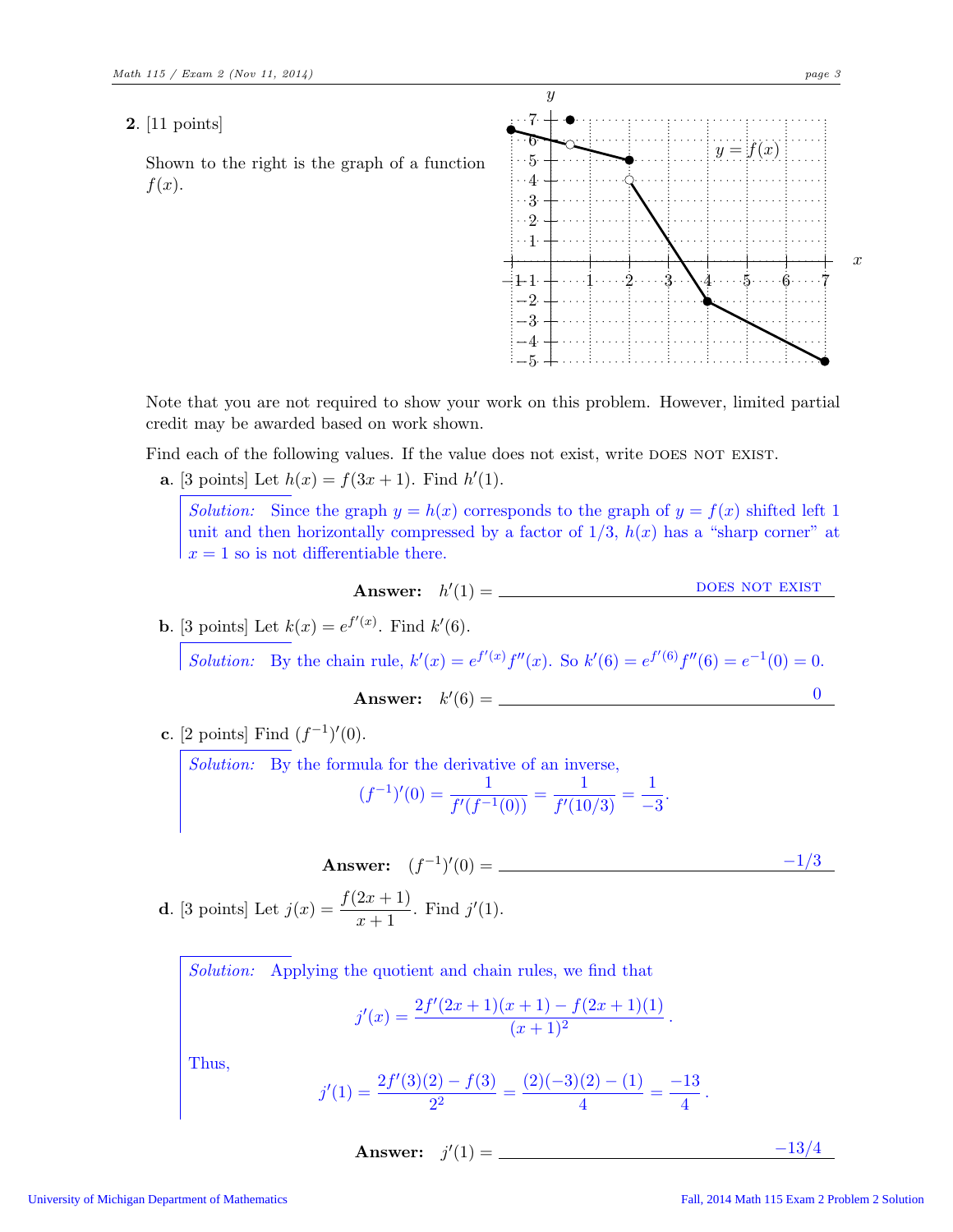**2**. [11 points]

Shown to the right is the graph of a function $f(x)$.

y

x

$y = f(x)$

7
6
5
4
3
2
1
−1
−1
1
2
3
4
5
6
7
−2
−3
−4
−5

Note that you are not required to show your work on this problem. However, limited partial credit may be awarded based on work shown.

Find each of the following values. If the value does not exist, write DOES NOT EXIST.

**a**. [3 points] Let $h(x) = f(3x + 1)$. Find $h'(1)$.

*Solution:* Since the graph $y = h(x)$ corresponds to the graph of $y = f(x)$ shifted left 1 unit and then horizontally compressed by a factor of 1/3, $h(x)$ has a "sharp corner" at $x = 1$ so is not differentiable there.

**Answer:** $h'(1) =$ DOES NOT EXIST

**b**. [3 points] Let $k(x) = e^{f'(x)}$. Find $k'(6)$.

*Solution:* By the chain rule, $k'(x) = e^{f'(x)} f''(x)$. So $k'(6) = e^{f'(6)} f''(6) = e^{-1}(0) = 0$.

**Answer:** $k'(6) =$ 0

**c**. [2 points] Find $(f^{-1})'(0)$.

*Solution:* By the formula for the derivative of an inverse,

$$(f^{-1})'(0) = \frac{1}{f'(f^{-1}(0))} = \frac{1}{f'(10/3)} = \frac{1}{-3}.$$

**Answer:** $(f^{-1})'(0) =$ $-1/3$

**d**. [3 points] Let $j(x) = \dfrac{f(2x + 1)}{x + 1}$. Find $j'(1)$.

*Solution:* Applying the quotient and chain rules, we find that

$$j'(x) = \frac{2f'(2x + 1)(x + 1) - f(2x + 1)(1)}{(x + 1)^2}.$$

Thus,

$$j'(1) = \frac{2f'(3)(2) - f(3)}{2^2} = \frac{(2)(-3)(2) - (1)}{4} = \frac{-13}{4}.$$

**Answer:** $j'(1) =$ $-13/4$